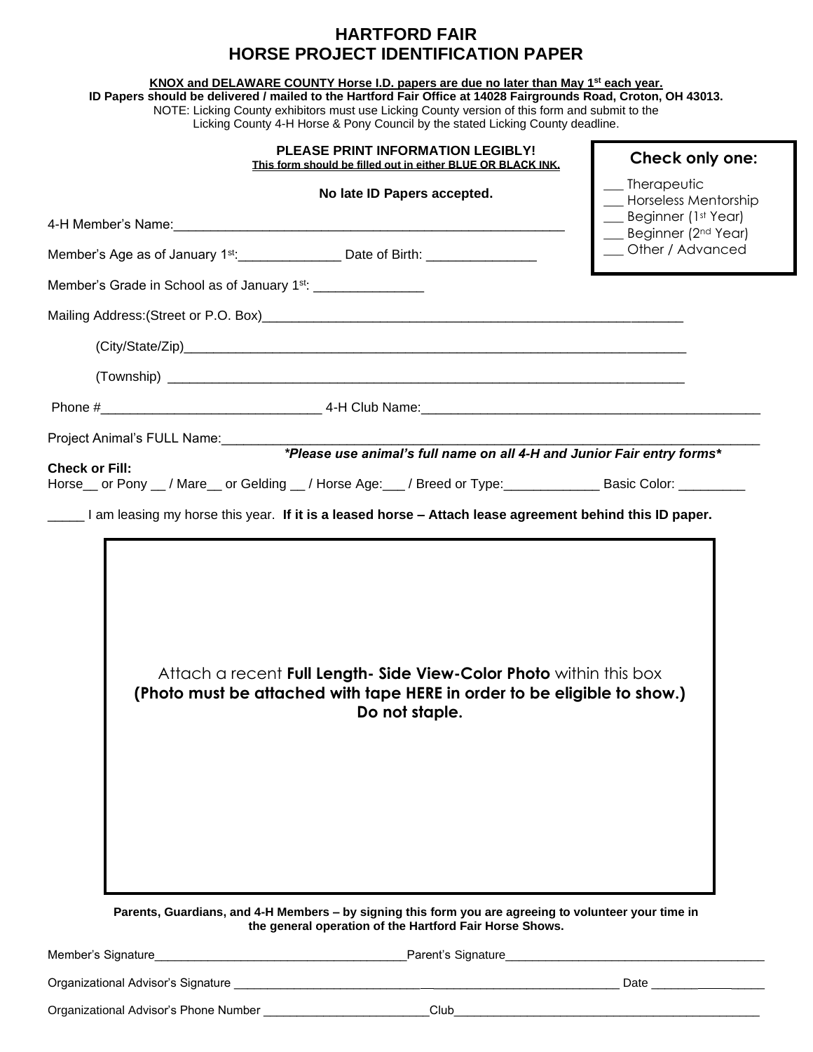# HARTFORD FAIR
# HORSE PROJECT IDENTIFICATION PAPER

**KNOX and DELAWARE COUNTY Horse I.D. papers are due no later than May 1st each year.**
**ID Papers should be delivered / mailed to the Hartford Fair Office at 14028 Fairgrounds Road, Croton, OH 43013.**
NOTE: Licking County exhibitors must use Licking County version of this form and submit to the Licking County 4-H Horse & Pony Council by the stated Licking County deadline.

**PLEASE PRINT INFORMATION LEGIBLY!**
**This form should be filled out in either BLUE OR BLACK INK.**

**No late ID Papers accepted.**

**Check only one:**

___ Therapeutic
___ Horseless Mentorship
___ Beginner (1st Year)
___ Beginner (2nd Year)
___ Other / Advanced

4-H Member's Name:_______________________________________________________

Member's Age as of January 1st:______________ Date of Birth: _______________

Member's Grade in School as of January 1st: _______________

Mailing Address:(Street or P.O. Box)____________________________________________________________

(City/State/Zip)________________________________________________________________________

(Township) ___________________________________________________________________________

Phone #______________________________ 4-H Club Name:_______________________________________________

Project Animal's FULL Name:_________________________________________________________________________

***Please use animal's full name on all 4-H and Junior Fair entry forms***

**Check or Fill:**
Horse__ or Pony __ / Mare__ or Gelding __ / Horse Age:___ / Breed or Type:_____________ Basic Color: _________

_____ I am leasing my horse this year. **If it is a leased horse – Attach lease agreement behind this ID paper.**

Attach a recent **Full Length- Side View-Color Photo** within this box
**(Photo must be attached with tape HERE in order to be eligible to show.)**
**Do not staple.**

**Parents, Guardians, and 4-H Members – by signing this form you are agreeing to volunteer your time in the general operation of the Hartford Fair Horse Shows.**

Member's Signature_____________________________________Parent's Signature______________________________________

Organizational Advisor's Signature _________________________________________________________ Date ________________

Organizational Advisor's Phone Number _________________________Club_______________________________________________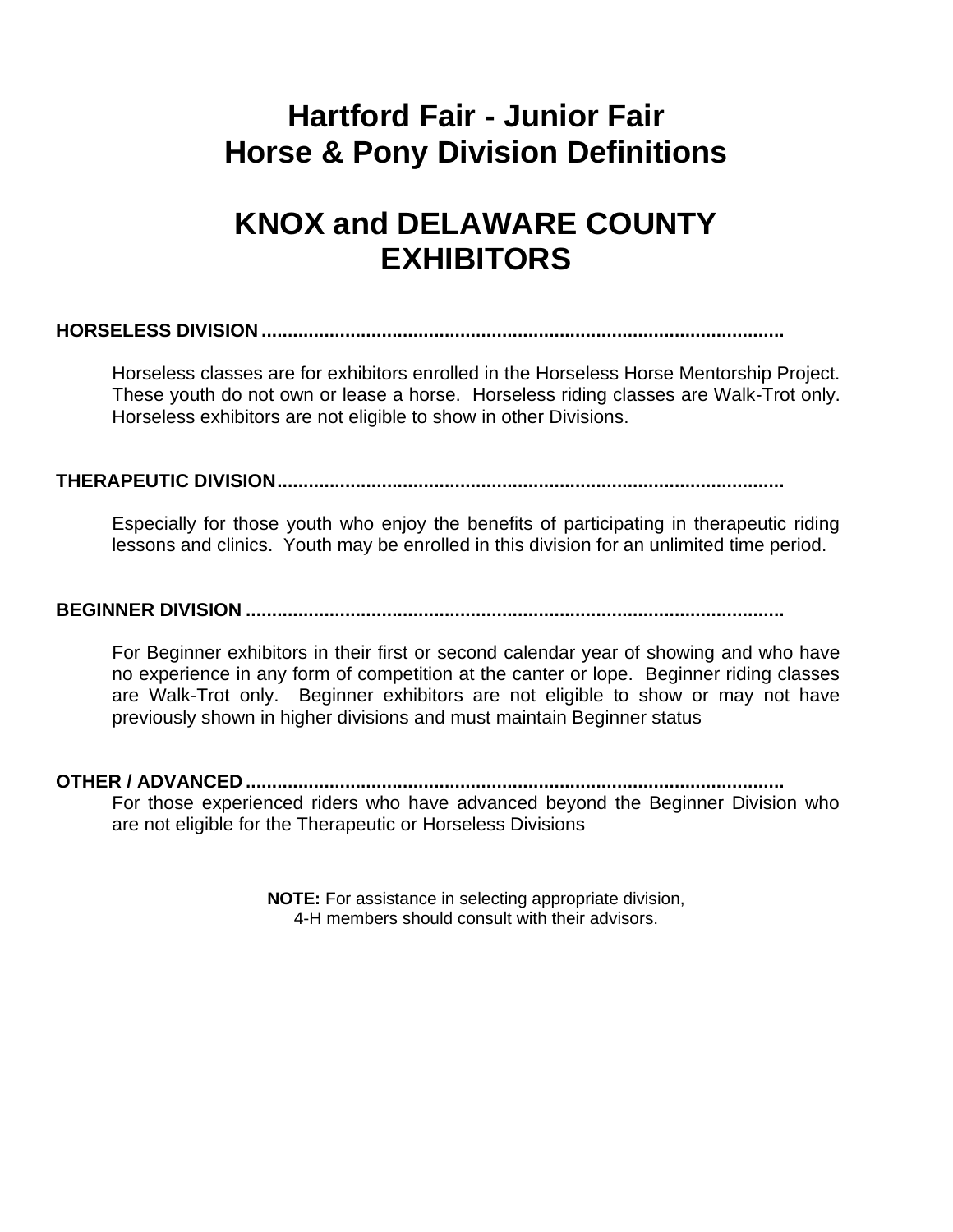# Hartford Fair - Junior Fair
# Horse & Pony Division Definitions

# KNOX and DELAWARE COUNTY EXHIBITORS

**HORSELESS DIVISION**........................................................................................................

Horseless classes are for exhibitors enrolled in the Horseless Horse Mentorship Project. These youth do not own or lease a horse. Horseless riding classes are Walk-Trot only. Horseless exhibitors are not eligible to show in other Divisions.

**THERAPEUTIC DIVISION**....................................................................................................

Especially for those youth who enjoy the benefits of participating in therapeutic riding lessons and clinics. Youth may be enrolled in this division for an unlimited time period.

**BEGINNER DIVISION**..........................................................................................................

For Beginner exhibitors in their first or second calendar year of showing and who have no experience in any form of competition at the canter or lope. Beginner riding classes are Walk-Trot only. Beginner exhibitors are not eligible to show or may not have previously shown in higher divisions and must maintain Beginner status

**OTHER / ADVANCED**..........................................................................................................

For those experienced riders who have advanced beyond the Beginner Division who are not eligible for the Therapeutic or Horseless Divisions

**NOTE:** For assistance in selecting appropriate division,
4-H members should consult with their advisors.